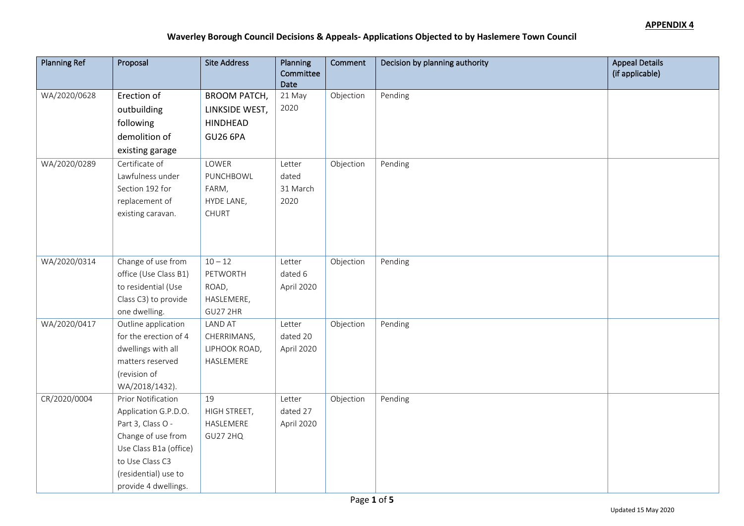**APPENDIX 4**

## Waverley Borough Council Decisions & Appeals- Applications Objected to by Haslemere Town Council

| Planning Ref | Proposal | Site Address | Planning Committee Date | Comment | Decision by planning authority | Appeal Details (if applicable) |
|---|---|---|---|---|---|---|
| WA/2020/0628 | Erection of outbuilding following demolition of existing garage | BROOM PATCH, LINKSIDE WEST, HINDHEAD GU26 6PA | 21 May 2020 | Objection | Pending | |
| WA/2020/0289 | Certificate of Lawfulness under Section 192 for replacement of existing caravan. | LOWER PUNCHBOWL FARM, HYDE LANE, CHURT | Letter dated 31 March 2020 | Objection | Pending | |
| WA/2020/0314 | Change of use from office (Use Class B1) to residential (Use Class C3) to provide one dwelling. | 10 – 12 PETWORTH ROAD, HASLEMERE, GU27 2HR | Letter dated 6 April 2020 | Objection | Pending | |
| WA/2020/0417 | Outline application for the erection of 4 dwellings with all matters reserved (revision of WA/2018/1432). | LAND AT CHERRIMANS, LIPHOOK ROAD, HASLEMERE | Letter dated 20 April 2020 | Objection | Pending | |
| CR/2020/0004 | Prior Notification Application G.P.D.O. Part 3, Class O - Change of use from Use Class B1a (office) to Use Class C3 (residential) use to provide 4 dwellings. | 19 HIGH STREET, HASLEMERE GU27 2HQ | Letter dated 27 April 2020 | Objection | Pending | |

Updated 15 May 2020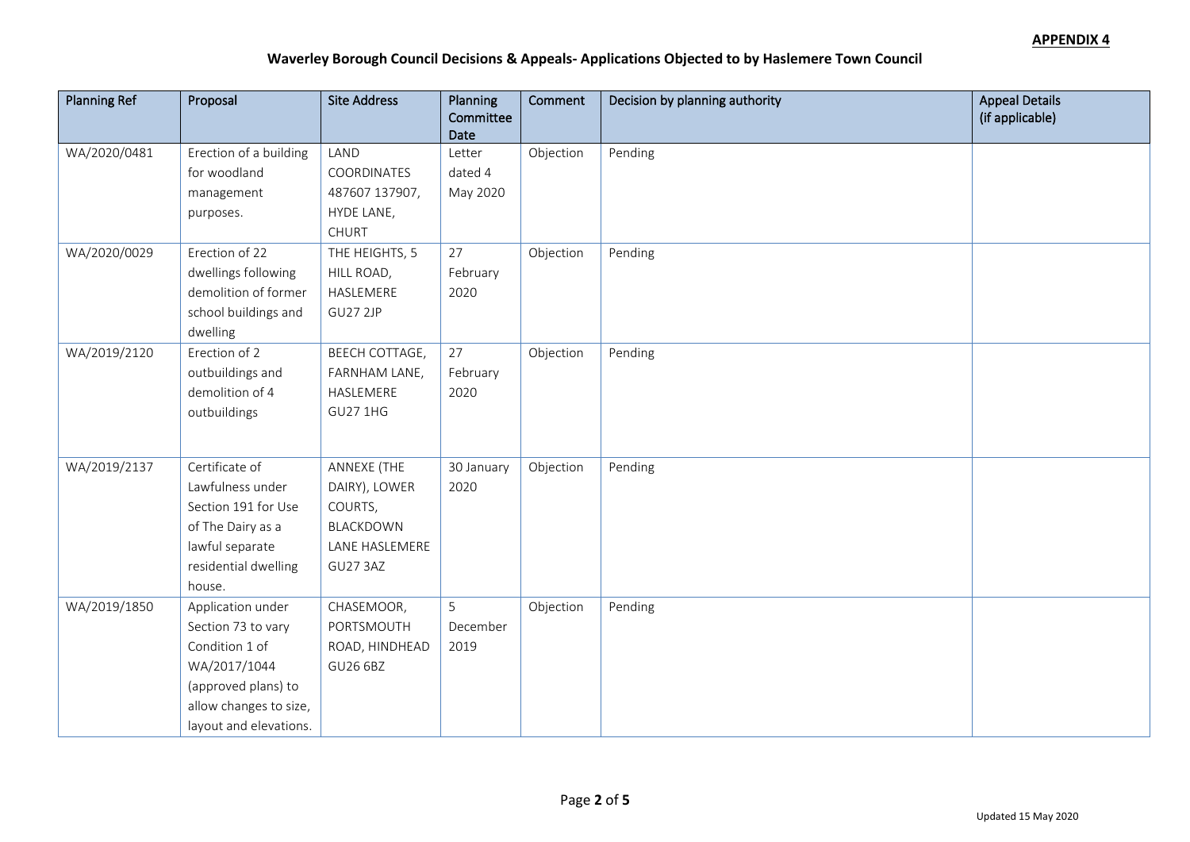**APPENDIX 4**

## Waverley Borough Council Decisions & Appeals- Applications Objected to by Haslemere Town Council

| Planning Ref | Proposal | Site Address | Planning Committee Date | Comment | Decision by planning authority | Appeal Details (if applicable) |
|---|---|---|---|---|---|---|
| WA/2020/0481 | Erection of a building for woodland management purposes. | LAND COORDINATES 487607 137907, HYDE LANE, CHURT | Letter dated 4 May 2020 | Objection | Pending | |
| WA/2020/0029 | Erection of 22 dwellings following demolition of former school buildings and dwelling | THE HEIGHTS, 5 HILL ROAD, HASLEMERE GU27 2JP | 27 February 2020 | Objection | Pending | |
| WA/2019/2120 | Erection of 2 outbuildings and demolition of 4 outbuildings | BEECH COTTAGE, FARNHAM LANE, HASLEMERE GU27 1HG | 27 February 2020 | Objection | Pending | |
| WA/2019/2137 | Certificate of Lawfulness under Section 191 for Use of The Dairy as a lawful separate residential dwelling house. | ANNEXE (THE DAIRY), LOWER COURTS, BLACKDOWN LANE HASLEMERE GU27 3AZ | 30 January 2020 | Objection | Pending | |
| WA/2019/1850 | Application under Section 73 to vary Condition 1 of WA/2017/1044 (approved plans) to allow changes to size, layout and elevations. | CHASEMOOR, PORTSMOUTH ROAD, HINDHEAD GU26 6BZ | 5 December 2019 | Objection | Pending | |

Updated 15 May 2020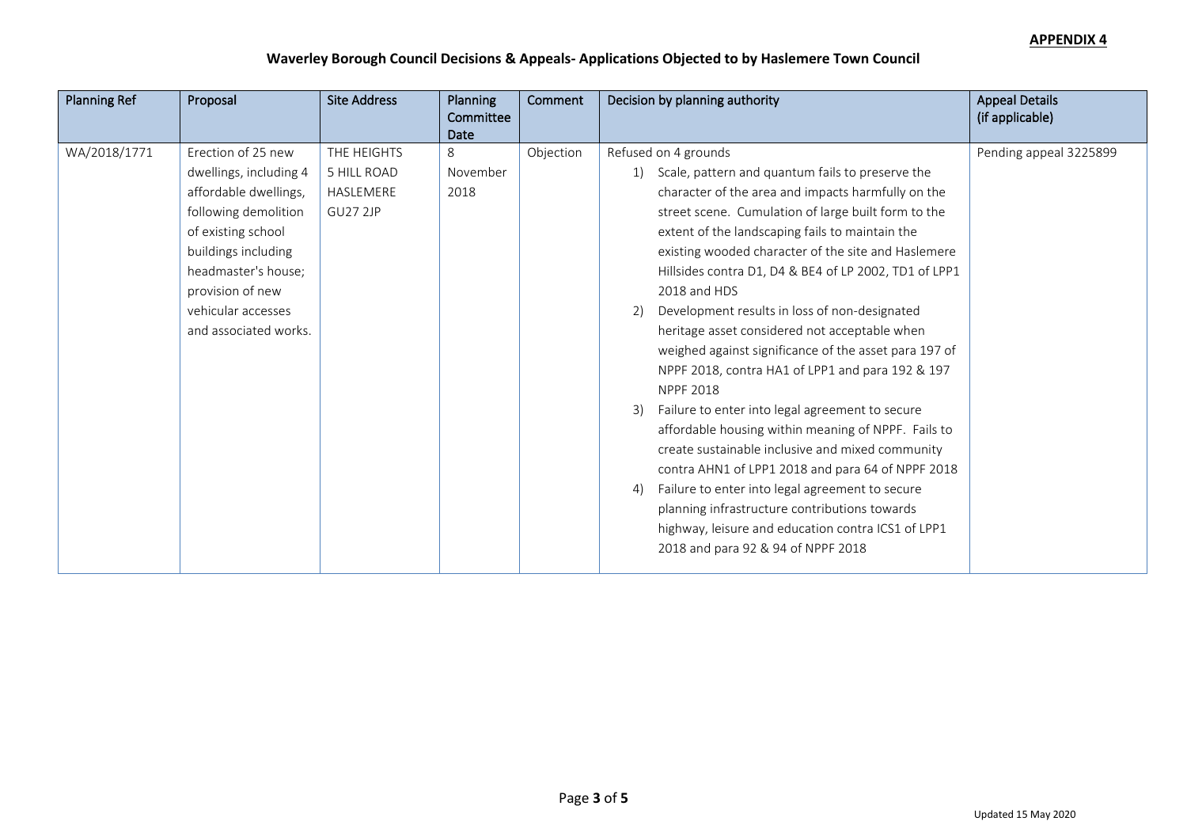**APPENDIX 4**

## Waverley Borough Council Decisions & Appeals- Applications Objected to by Haslemere Town Council

| Planning Ref | Proposal | Site Address | Planning Committee Date | Comment | Decision by planning authority | Appeal Details (if applicable) |
|---|---|---|---|---|---|---|
| WA/2018/1771 | Erection of 25 new dwellings, including 4 affordable dwellings, following demolition of existing school buildings including headmaster's house; provision of new vehicular accesses and associated works. | THE HEIGHTS 5 HILL ROAD HASLEMERE GU27 2JP | 8 November 2018 | Objection | Refused on 4 grounds<br>1) Scale, pattern and quantum fails to preserve the character of the area and impacts harmfully on the street scene. Cumulation of large built form to the extent of the landscaping fails to maintain the existing wooded character of the site and Haslemere Hillsides contra D1, D4 & BE4 of LP 2002, TD1 of LPP1 2018 and HDS<br>2) Development results in loss of non-designated heritage asset considered not acceptable when weighed against significance of the asset para 197 of NPPF 2018, contra HA1 of LPP1 and para 192 & 197 NPPF 2018<br>3) Failure to enter into legal agreement to secure affordable housing within meaning of NPPF. Fails to create sustainable inclusive and mixed community contra AHN1 of LPP1 2018 and para 64 of NPPF 2018<br>4) Failure to enter into legal agreement to secure planning infrastructure contributions towards highway, leisure and education contra ICS1 of LPP1 2018 and para 92 & 94 of NPPF 2018 | Pending appeal 3225899 |

Updated 15 May 2020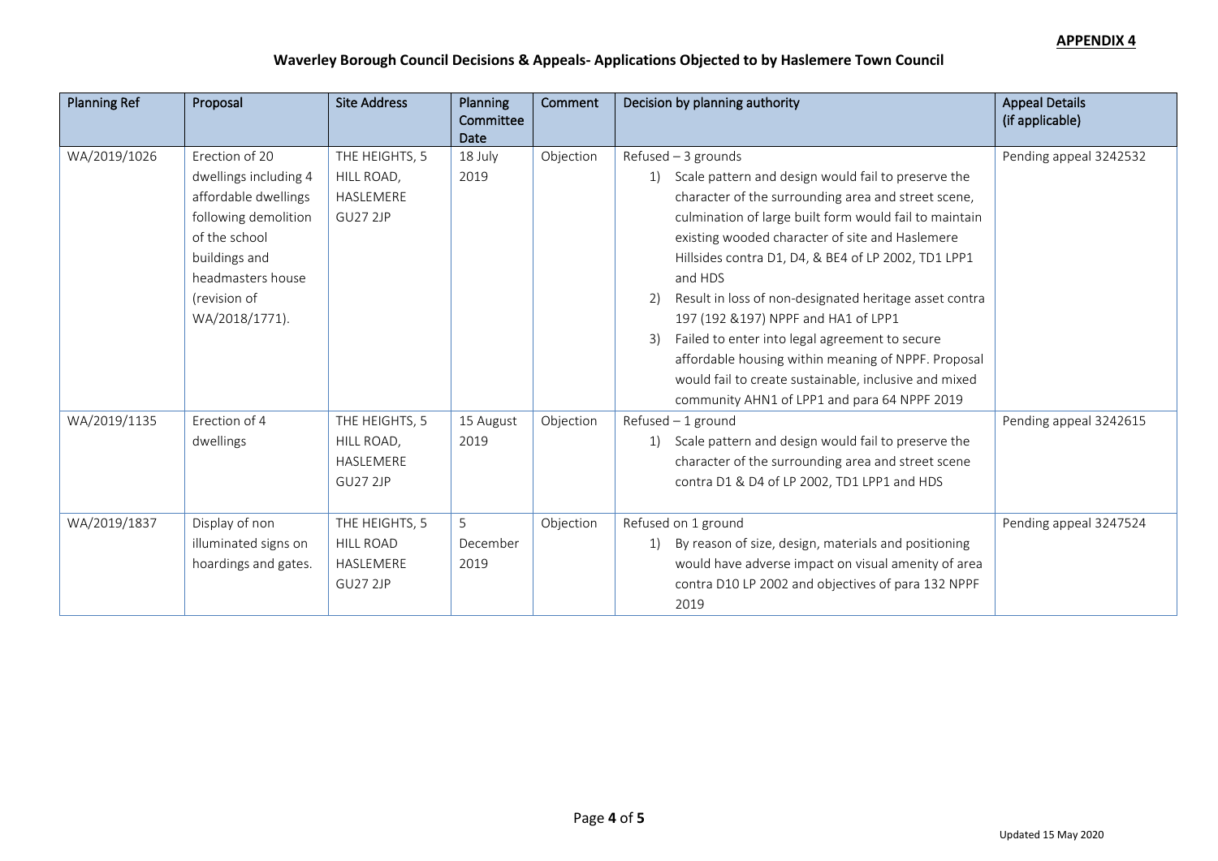**APPENDIX 4**

## Waverley Borough Council Decisions & Appeals- Applications Objected to by Haslemere Town Council

| Planning Ref | Proposal | Site Address | Planning Committee Date | Comment | Decision by planning authority | Appeal Details (if applicable) |
|---|---|---|---|---|---|---|
| WA/2019/1026 | Erection of 20 dwellings including 4 affordable dwellings following demolition of the school buildings and headmasters house (revision of WA/2018/1771). | THE HEIGHTS, 5 HILL ROAD, HASLEMERE GU27 2JP | 18 July 2019 | Objection | Refused – 3 grounds<br>1) Scale pattern and design would fail to preserve the character of the surrounding area and street scene, culmination of large built form would fail to maintain existing wooded character of site and Haslemere Hillsides contra D1, D4, & BE4 of LP 2002, TD1 LPP1 and HDS<br>2) Result in loss of non-designated heritage asset contra 197 (192 &197) NPPF and HA1 of LPP1<br>3) Failed to enter into legal agreement to secure affordable housing within meaning of NPPF. Proposal would fail to create sustainable, inclusive and mixed community AHN1 of LPP1 and para 64 NPPF 2019 | Pending appeal 3242532 |
| WA/2019/1135 | Erection of 4 dwellings | THE HEIGHTS, 5 HILL ROAD, HASLEMERE GU27 2JP | 15 August 2019 | Objection | Refused – 1 ground<br>1) Scale pattern and design would fail to preserve the character of the surrounding area and street scene contra D1 & D4 of LP 2002, TD1 LPP1 and HDS | Pending appeal 3242615 |
| WA/2019/1837 | Display of non illuminated signs on hoardings and gates. | THE HEIGHTS, 5 HILL ROAD HASLEMERE GU27 2JP | 5 December 2019 | Objection | Refused on 1 ground<br>1) By reason of size, design, materials and positioning would have adverse impact on visual amenity of area contra D10 LP 2002 and objectives of para 132 NPPF 2019 | Pending appeal 3247524 |

Updated 15 May 2020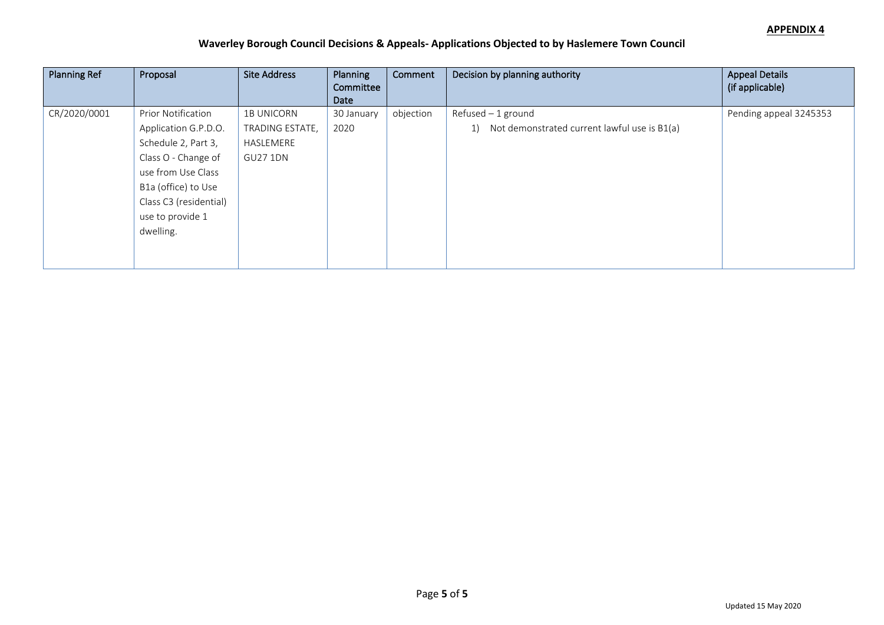**APPENDIX 4**

**Waverley Borough Council Decisions & Appeals- Applications Objected to by Haslemere Town Council**

| Planning Ref | Proposal | Site Address | Planning Committee Date | Comment | Decision by planning authority | Appeal Details (if applicable) |
|---|---|---|---|---|---|---|
| CR/2020/0001 | Prior Notification Application G.P.D.O. Schedule 2, Part 3, Class O - Change of use from Use Class B1a (office) to Use Class C3 (residential) use to provide 1 dwelling. | 1B UNICORN TRADING ESTATE, HASLEMERE GU27 1DN | 30 January 2020 | objection | Refused – 1 ground<br>1) Not demonstrated current lawful use is B1(a) | Pending appeal 3245353 |

Updated 15 May 2020